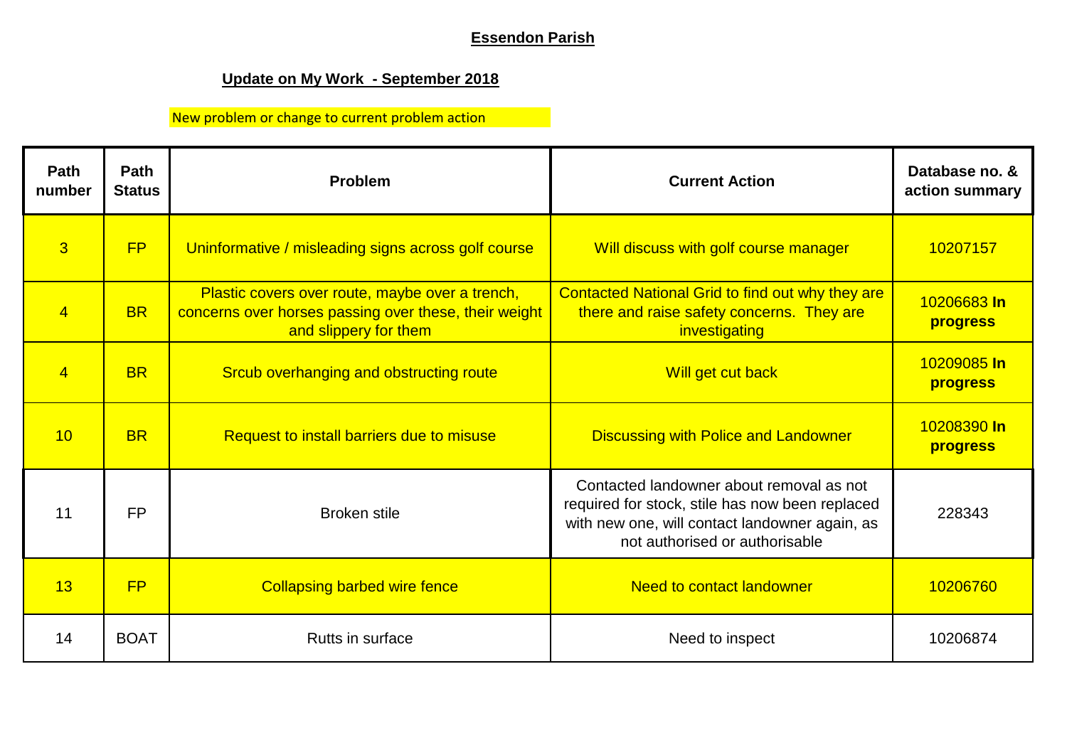**Essendon Parish**

**Update on My Work - September 2018**

New problem or change to current problem action

| Path number | Path Status | Problem | Current Action | Database no. & action summary |
|---|---|---|---|---|
| 3 | FP | Uninformative / misleading signs across golf course | Will discuss with golf course manager | 10207157 |
| 4 | BR | Plastic covers over route, maybe over a trench, concerns over horses passing over these, their weight and slippery for them | Contacted National Grid to find out why they are there and raise safety concerns. They are investigating | 10206683 **In progress** |
| 4 | BR | Srcub overhanging and obstructing route | Will get cut back | 10209085 **In progress** |
| 10 | BR | Request to install barriers due to misuse | Discussing with Police and Landowner | 10208390 **In progress** |
| 11 | FP | Broken stile | Contacted landowner about removal as not required for stock, stile has now been replaced with new one, will contact landowner again, as not authorised or authorisable | 228343 |
| 13 | FP | Collapsing barbed wire fence | Need to contact landowner | 10206760 |
| 14 | BOAT | Rutts in surface | Need to inspect | 10206874 |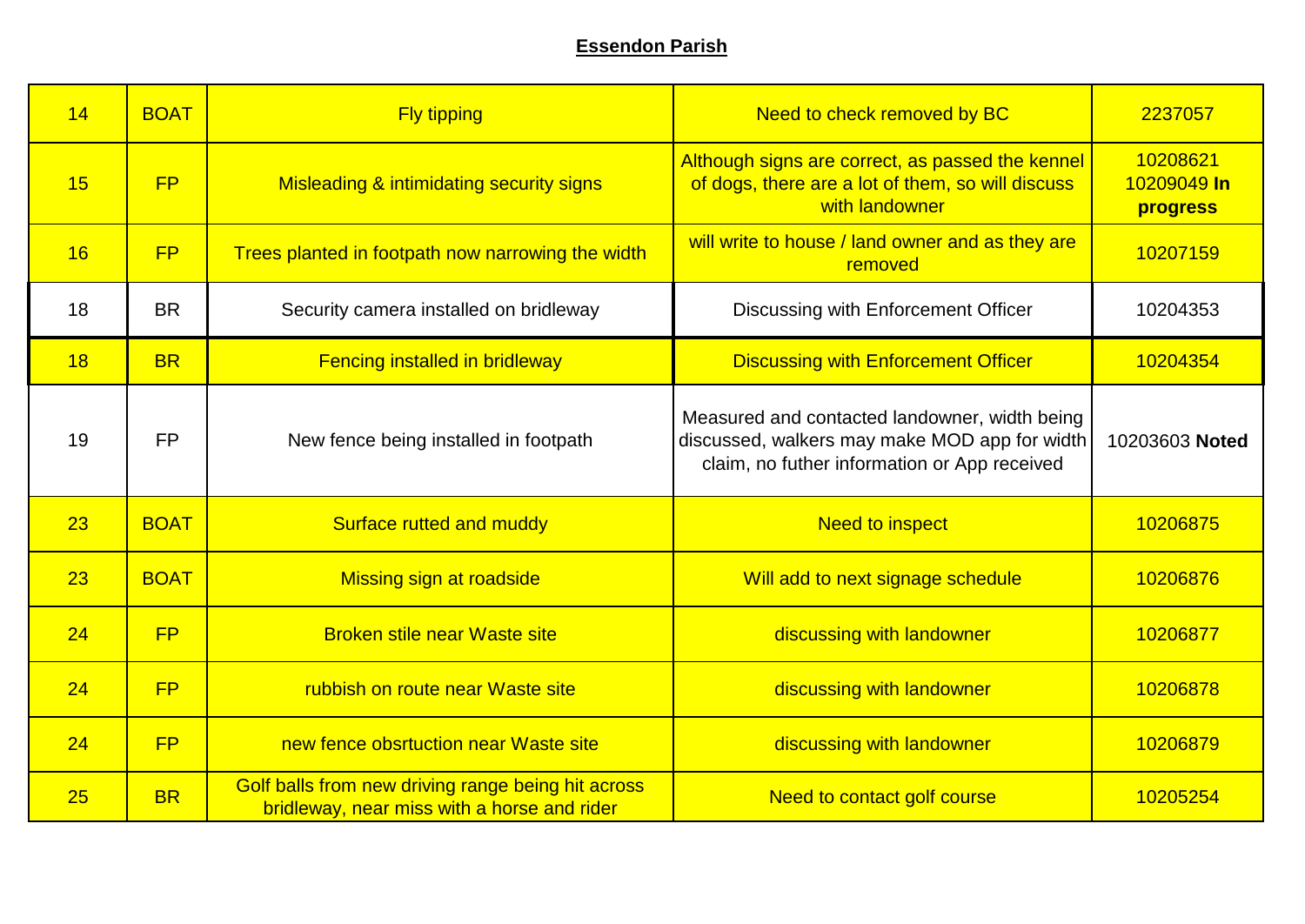**Essendon Parish**

| | | | | |
|---|---|---|---|---|
| 14 | BOAT | Fly tipping | Need to check removed by BC | 2237057 |
| 15 | FP | Misleading & intimidating security signs | Although signs are correct, as passed the kennel of dogs, there are a lot of them, so will discuss with landowner | 10208621 10209049 **In progress** |
| 16 | FP | Trees planted in footpath now narrowing the width | will write to house / land owner and as they are removed | 10207159 |
| 18 | BR | Security camera installed on bridleway | Discussing with Enforcement Officer | 10204353 |
| 18 | BR | Fencing installed in bridleway | Discussing with Enforcement Officer | 10204354 |
| 19 | FP | New fence being installed in footpath | Measured and contacted landowner, width being discussed, walkers may make MOD app for width claim, no futher information or App received | 10203603 **Noted** |
| 23 | BOAT | Surface rutted and muddy | Need to inspect | 10206875 |
| 23 | BOAT | Missing sign at roadside | Will add to next signage schedule | 10206876 |
| 24 | FP | Broken stile near Waste site | discussing with landowner | 10206877 |
| 24 | FP | rubbish on route near Waste site | discussing with landowner | 10206878 |
| 24 | FP | new fence obsrtuction near Waste site | discussing with landowner | 10206879 |
| 25 | BR | Golf balls from new driving range being hit across bridleway, near miss with a horse and rider | Need to contact golf course | 10205254 |